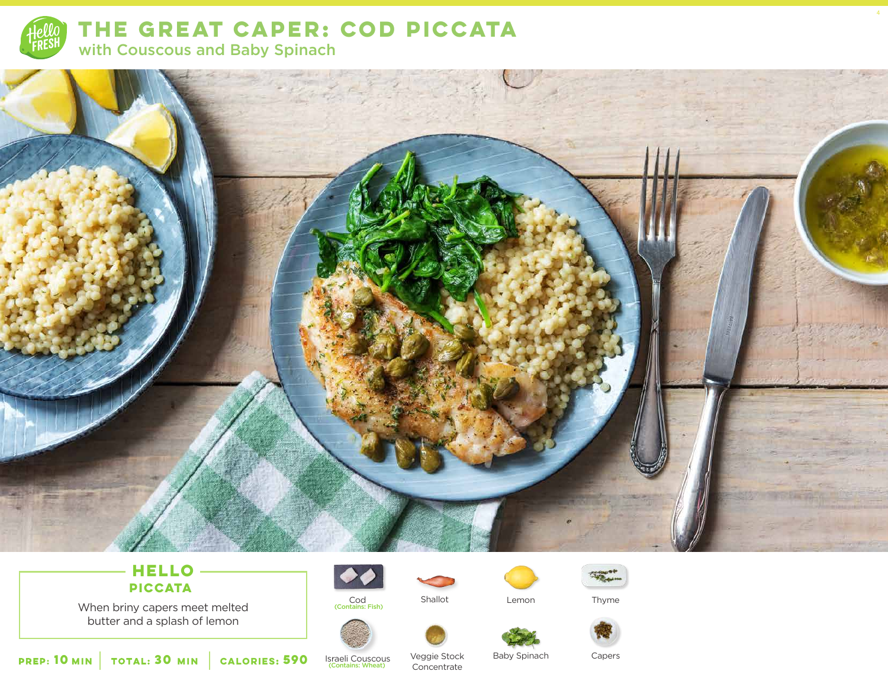# THE GREAT CAPER: COD PICCATA

## with Couscous and Baby Spinach

### HELLO PICCATA

When briny capers meet melted butter and a splash of lemon

**PREP: 10 MIN** | **TOTAL: 30 MIN** | **CALORIES: 590**

- Cod (Contains: Fish)
- Shallot
- Lemon
- Thyme
- Israeli Couscous (Contains: Wheat)
- Veggie Stock Concentrate
- Baby Spinach
- Capers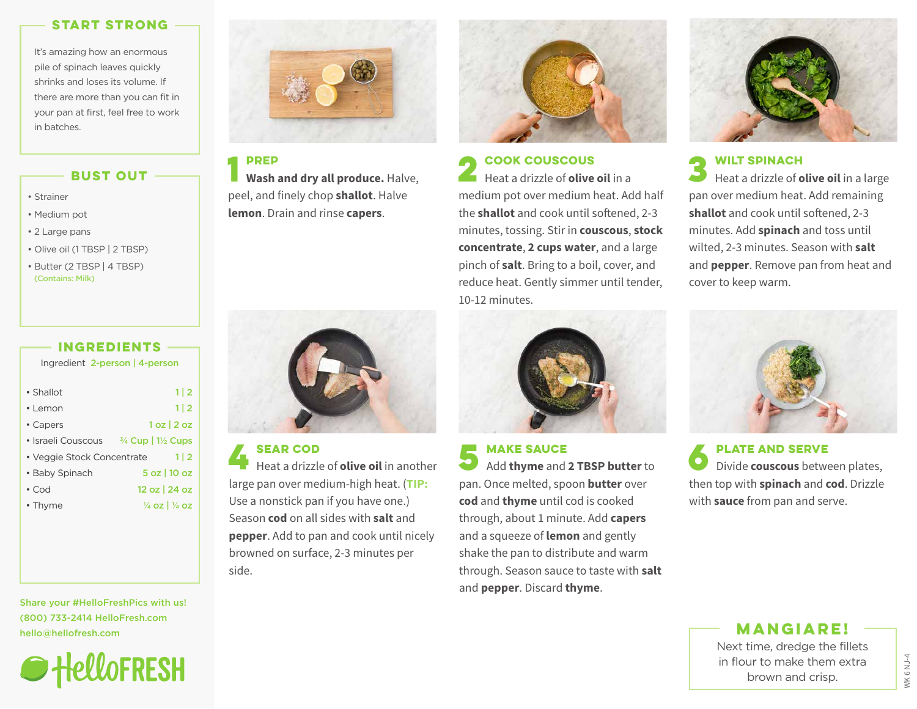## START STRONG

It's amazing how an enormous pile of spinach leaves quickly shrinks and loses its volume. If there are more than you can fit in your pan at first, feel free to work in batches.

## BUST OUT

- Strainer
- Medium pot
- 2 Large pans
- Olive oil (1 TBSP | 2 TBSP)
- Butter (2 TBSP | 4 TBSP)
  (Contains: Milk)

## INGREDIENTS

| Ingredient | 2-person \| 4-person |
|---|---|
| Shallot | 1 \| 2 |
| Lemon | 1 \| 2 |
| Capers | 1 oz \| 2 oz |
| Israeli Couscous | ¾ Cup \| 1½ Cups |
| Veggie Stock Concentrate | 1 \| 2 |
| Baby Spinach | 5 oz \| 10 oz |
| Cod | 12 oz \| 24 oz |
| Thyme | ¼ oz \| ¼ oz |

Share your #HelloFreshPics with us!
(800) 733-2414 HelloFresh.com
hello@hellofresh.com

HelloFRESH

## 1 PREP

**Wash and dry all produce.** Halve, peel, and finely chop **shallot**. Halve **lemon**. Drain and rinse **capers**.

## 2 COOK COUSCOUS

Heat a drizzle of **olive oil** in a medium pot over medium heat. Add half the **shallot** and cook until softened, 2-3 minutes, tossing. Stir in **couscous**, **stock concentrate**, **2 cups water**, and a large pinch of **salt**. Bring to a boil, cover, and reduce heat. Gently simmer until tender, 10-12 minutes.

## 3 WILT SPINACH

Heat a drizzle of **olive oil** in a large pan over medium heat. Add remaining **shallot** and cook until softened, 2-3 minutes. Add **spinach** and toss until wilted, 2-3 minutes. Season with **salt** and **pepper**. Remove pan from heat and cover to keep warm.

## 4 SEAR COD

Heat a drizzle of **olive oil** in another large pan over medium-high heat. (**TIP:** Use a nonstick pan if you have one.) Season **cod** on all sides with **salt** and **pepper**. Add to pan and cook until nicely browned on surface, 2-3 minutes per side.

## 5 MAKE SAUCE

Add **thyme** and **2 TBSP butter** to pan. Once melted, spoon **butter** over **cod** and **thyme** until cod is cooked through, about 1 minute. Add **capers** and a squeeze of **lemon** and gently shake the pan to distribute and warm through. Season sauce to taste with **salt** and **pepper**. Discard **thyme**.

## 6 PLATE AND SERVE

Divide **couscous** between plates, then top with **spinach** and **cod**. Drizzle with **sauce** from pan and serve.

## MANGIARE!

Next time, dredge the fillets in flour to make them extra brown and crisp.

WK 6 NJ-4